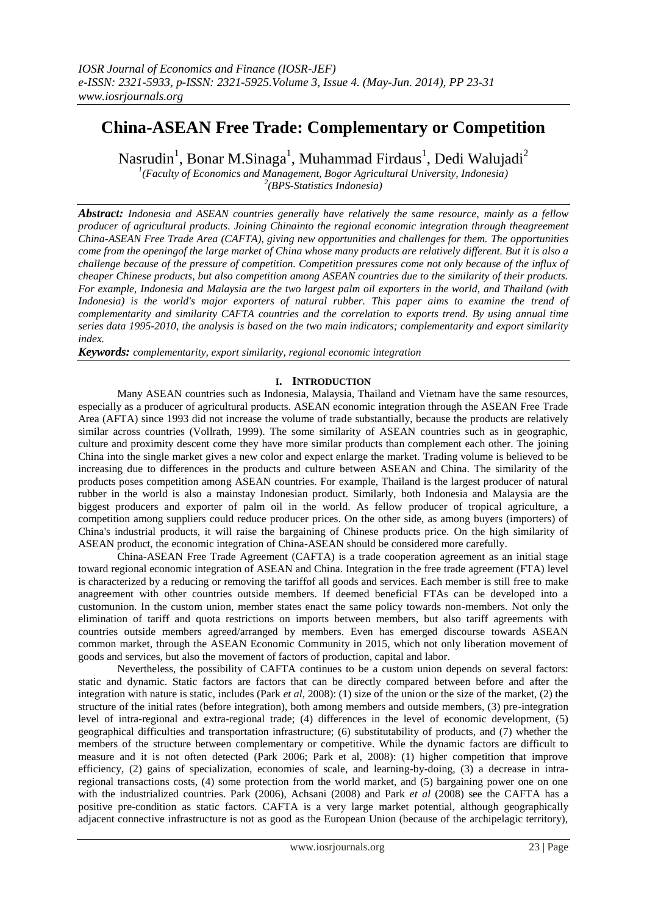# China-ASEAN Free Trade: Complementary or Competition

Nasrudin[1], Bonar M.Sinaga[1], Muhammad Firdaus[1], Dedi Walujadi[2]

[1](Faculty of Economics and Management, Bogor Agricultural University, Indonesia)
[2](BPS-Statistics Indonesia)

***Abstract:*** *Indonesia and ASEAN countries generally have relatively the same resource, mainly as a fellow producer of agricultural products. Joining Chinainto the regional economic integration through theagreement China-ASEAN Free Trade Area (CAFTA), giving new opportunities and challenges for them. The opportunities come from the openingof the large market of China whose many products are relatively different. But it is also a challenge because of the pressure of competition. Competition pressures come not only because of the influx of cheaper Chinese products, but also competition among ASEAN countries due to the similarity of their products. For example, Indonesia and Malaysia are the two largest palm oil exporters in the world, and Thailand (with Indonesia) is the world's major exporters of natural rubber. This paper aims to examine the trend of complementarity and similarity CAFTA countries and the correlation to exports trend. By using annual time series data 1995-2010, the analysis is based on the two main indicators; complementarity and export similarity index.*

***Keywords:*** *complementarity, export similarity, regional economic integration*

## I. Introduction

Many ASEAN countries such as Indonesia, Malaysia, Thailand and Vietnam have the same resources, especially as a producer of agricultural products. ASEAN economic integration through the ASEAN Free Trade Area (AFTA) since 1993 did not increase the volume of trade substantially, because the products are relatively similar across countries (Vollrath, 1999). The some similarity of ASEAN countries such as in geographic, culture and proximity descent come they have more similar products than complement each other. The joining China into the single market gives a new color and expect enlarge the market. Trading volume is believed to be increasing due to differences in the products and culture between ASEAN and China. The similarity of the products poses competition among ASEAN countries. For example, Thailand is the largest producer of natural rubber in the world is also a mainstay Indonesian product. Similarly, both Indonesia and Malaysia are the biggest producers and exporter of palm oil in the world. As fellow producer of tropical agriculture, a competition among suppliers could reduce producer prices. On the other side, as among buyers (importers) of China's industrial products, it will raise the bargaining of Chinese products price. On the high similarity of ASEAN product, the economic integration of China-ASEAN should be considered more carefully.

China-ASEAN Free Trade Agreement (CAFTA) is a trade cooperation agreement as an initial stage toward regional economic integration of ASEAN and China. Integration in the free trade agreement (FTA) level is characterized by a reducing or removing the tariffof all goods and services. Each member is still free to make anagreement with other countries outside members. If deemed beneficial FTAs can be developed into a customunion. In the custom union, member states enact the same policy towards non-members. Not only the elimination of tariff and quota restrictions on imports between members, but also tariff agreements with countries outside members agreed/arranged by members. Even has emerged discourse towards ASEAN common market, through the ASEAN Economic Community in 2015, which not only liberation movement of goods and services, but also the movement of factors of production, capital and labor.

Nevertheless, the possibility of CAFTA continues to be a custom union depends on several factors: static and dynamic. Static factors are factors that can be directly compared between before and after the integration with nature is static, includes (Park *et al*, 2008): (1) size of the union or the size of the market, (2) the structure of the initial rates (before integration), both among members and outside members, (3) pre-integration level of intra-regional and extra-regional trade; (4) differences in the level of economic development, (5) geographical difficulties and transportation infrastructure; (6) substitutability of products, and (7) whether the members of the structure between complementary or competitive. While the dynamic factors are difficult to measure and it is not often detected (Park 2006; Park et al, 2008): (1) higher competition that improve efficiency, (2) gains of specialization, economies of scale, and learning-by-doing, (3) a decrease in intra-regional transactions costs, (4) some protection from the world market, and (5) bargaining power one on one with the industrialized countries. Park (2006), Achsani (2008) and Park *et al* (2008) see the CAFTA has a positive pre-condition as static factors. CAFTA is a very large market potential, although geographically adjacent connective infrastructure is not as good as the European Union (because of the archipelagic territory),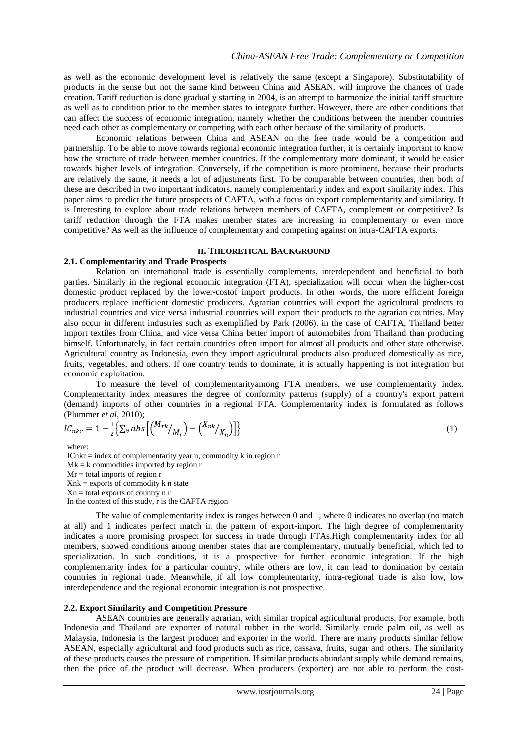as well as the economic development level is relatively the same (except a Singapore). Substitutability of products in the sense but not the same kind between China and ASEAN, will improve the chances of trade creation. Tariff reduction is done gradually starting in 2004, is an attempt to harmonize the initial tariff structure as well as to condition prior to the member states to integrate further. However, there are other conditions that can affect the success of economic integration, namely whether the conditions between the member countries need each other as complementary or competing with each other because of the similarity of products.

Economic relations between China and ASEAN on the free trade would be a competition and partnership. To be able to move towards regional economic integration further, it is certainly important to know how the structure of trade between member countries. If the complementary more dominant, it would be easier towards higher levels of integration. Conversely, if the competition is more prominent, because their products are relatively the same, it needs a lot of adjustments first. To be comparable between countries, then both of these are described in two important indicators, namely complementarity index and export similarity index. This paper aims to predict the future prospects of CAFTA, with a focus on export complementarity and similarity. It is Interesting to explore about trade relations between members of CAFTA, complement or competitive? Is tariff reduction through the FTA makes member states are increasing in complementary or even more competitive? As well as the influence of complementary and competing against on intra-CAFTA exports.

## II. THEORETICAL BACKGROUND

### 2.1. Complementarity and Trade Prospects

Relation on international trade is essentially complements, interdependent and beneficial to both parties. Similarly in the regional economic integration (FTA), specialization will occur when the higher-cost domestic product replaced by the lower-costof import products. In other words, the more efficient foreign producers replace inefficient domestic producers. Agrarian countries will export the agricultural products to industrial countries and vice versa industrial countries will export their products to the agrarian countries. May also occur in different industries such as exemplified by Park (2006), in the case of CAFTA, Thailand better import textiles from China, and vice versa China better import of automobiles from Thailand than producing himself. Unfortunately, in fact certain countries often import for almost all products and other state otherwise. Agricultural country as Indonesia, even they import agricultural products also produced domestically as rice, fruits, vegetables, and others. If one country tends to dominate, it is actually happening is not integration but economic exploitation.

To measure the level of complementarityamong FTA members, we use complementarity index. Complementarity index measures the degree of conformity patterns (supply) of a country's export pattern (demand) imports of other countries in a regional FTA. Complementarity index is formulated as follows (Plummer *et al*, 2010);

$$IC_{nkr} = 1 - \frac{1}{2}\left\{\sum_{\partial} abs\left[\left(\frac{M_{rk}}{M_r}\right) - \left(\frac{X_{nk}}{X_n}\right)\right]\right\} \qquad (1)$$

where:
ICnkr = index of complementarity year n, commodity k in region r
Mk = k commodities imported by region r
Mr = total imports of region r
Xnk = exports of commodity k n state
Xn = total exports of country n r
In the context of this study, r is the CAFTA region

The value of complementarity index is ranges between 0 and 1, where 0 indicates no overlap (no match at all) and 1 indicates perfect match in the pattern of export-import. The high degree of complementarity indicates a more promising prospect for success in trade through FTAs.High complementarity index for all members, showed conditions among member states that are complementary, mutually beneficial, which led to specialization. In such conditions, it is a prospective for further economic integration. If the high complementarity index for a particular country, while others are low, it can lead to domination by certain countries in regional trade. Meanwhile, if all low complementarity, intra-regional trade is also low, low interdependence and the regional economic integration is not prospective.

### 2.2. Export Similarity and Competition Pressure

ASEAN countries are generally agrarian, with similar tropical agricultural products. For example, both Indonesia and Thailand are exporter of natural rubber in the world. Similarly crude palm oil, as well as Malaysia, Indonesia is the largest producer and exporter in the world. There are many products similar fellow ASEAN, especially agricultural and food products such as rice, cassava, fruits, sugar and others. The similarity of these products causes the pressure of competition. If similar products abundant supply while demand remains, then the price of the product will decrease. When producers (exporter) are not able to perform the cost-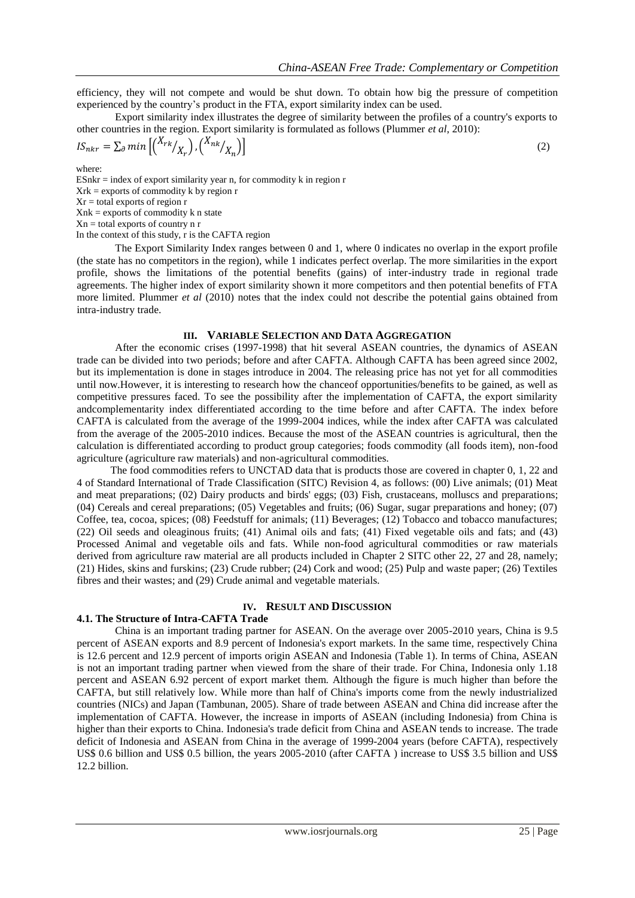efficiency, they will not compete and would be shut down. To obtain how big the pressure of competition experienced by the country's product in the FTA, export similarity index can be used.

Export similarity index illustrates the degree of similarity between the profiles of a country's exports to other countries in the region. Export similarity is formulated as follows (Plummer *et al*, 2010):

$$IS_{nkr} = \sum_{\partial} min\left[\left({X_{rk}}/{X_r}\right), \left({X_{nk}}/{X_n}\right)\right] \tag{2}$$

where:

ESnkr = index of export similarity year n, for commodity k in region r
Xrk = exports of commodity k by region r
Xr = total exports of region r
Xnk = exports of commodity k n state
Xn = total exports of country n r
In the context of this study, r is the CAFTA region

The Export Similarity Index ranges between 0 and 1, where 0 indicates no overlap in the export profile (the state has no competitors in the region), while 1 indicates perfect overlap. The more similarities in the export profile, shows the limitations of the potential benefits (gains) of inter-industry trade in regional trade agreements. The higher index of export similarity shown it more competitors and then potential benefits of FTA more limited. Plummer *et al* (2010) notes that the index could not describe the potential gains obtained from intra-industry trade.

## III. Variable Selection and Data Aggregation

After the economic crises (1997-1998) that hit several ASEAN countries, the dynamics of ASEAN trade can be divided into two periods; before and after CAFTA. Although CAFTA has been agreed since 2002, but its implementation is done in stages introduce in 2004. The releasing price has not yet for all commodities until now.However, it is interesting to research how the chanceof opportunities/benefits to be gained, as well as competitive pressures faced. To see the possibility after the implementation of CAFTA, the export similarity andcomplementarity index differentiated according to the time before and after CAFTA. The index before CAFTA is calculated from the average of the 1999-2004 indices, while the index after CAFTA was calculated from the average of the 2005-2010 indices. Because the most of the ASEAN countries is agricultural, then the calculation is differentiated according to product group categories; foods commodity (all foods item), non-food agriculture (agriculture raw materials) and non-agricultural commodities.

The food commodities refers to UNCTAD data that is products those are covered in chapter 0, 1, 22 and 4 of Standard International of Trade Classification (SITC) Revision 4, as follows: (00) Live animals; (01) Meat and meat preparations; (02) Dairy products and birds' eggs; (03) Fish, crustaceans, molluscs and preparations; (04) Cereals and cereal preparations; (05) Vegetables and fruits; (06) Sugar, sugar preparations and honey; (07) Coffee, tea, cocoa, spices; (08) Feedstuff for animals; (11) Beverages; (12) Tobacco and tobacco manufactures; (22) Oil seeds and oleaginous fruits; (41) Animal oils and fats; (41) Fixed vegetable oils and fats; and (43) Processed Animal and vegetable oils and fats. While non-food agricultural commodities or raw materials derived from agriculture raw material are all products included in Chapter 2 SITC other 22, 27 and 28, namely; (21) Hides, skins and furskins; (23) Crude rubber; (24) Cork and wood; (25) Pulp and waste paper; (26) Textiles fibres and their wastes; and (29) Crude animal and vegetable materials.

## IV. Result and Discussion

### 4.1. The Structure of Intra-CAFTA Trade

China is an important trading partner for ASEAN. On the average over 2005-2010 years, China is 9.5 percent of ASEAN exports and 8.9 percent of Indonesia's export markets. In the same time, respectively China is 12.6 percent and 12.9 percent of imports origin ASEAN and Indonesia (Table 1). In terms of China, ASEAN is not an important trading partner when viewed from the share of their trade. For China, Indonesia only 1.18 percent and ASEAN 6.92 percent of export market them. Although the figure is much higher than before the CAFTA, but still relatively low. While more than half of China's imports come from the newly industrialized countries (NICs) and Japan (Tambunan, 2005). Share of trade between ASEAN and China did increase after the implementation of CAFTA. However, the increase in imports of ASEAN (including Indonesia) from China is higher than their exports to China. Indonesia's trade deficit from China and ASEAN tends to increase. The trade deficit of Indonesia and ASEAN from China in the average of 1999-2004 years (before CAFTA), respectively US$ 0.6 billion and US$ 0.5 billion, the years 2005-2010 (after CAFTA ) increase to US$ 3.5 billion and US$ 12.2 billion.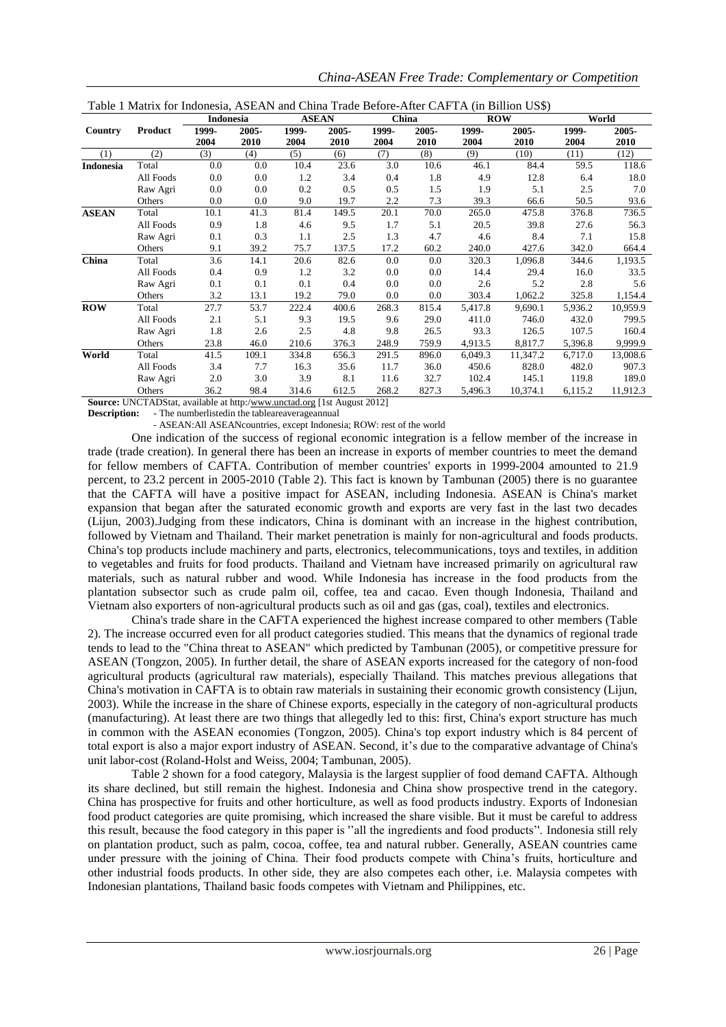Table 1 Matrix for Indonesia, ASEAN and China Trade Before-After CAFTA (in Billion US$)

| Country | Product | Indonesia | | ASEAN | | China | | ROW | | World | |
|---|---|---|---|---|---|---|---|---|---|---|---|
| | | 1999-2004 | 2005-2010 | 1999-2004 | 2005-2010 | 1999-2004 | 2005-2010 | 1999-2004 | 2005-2010 | 1999-2004 | 2005-2010 |
| (1) | (2) | (3) | (4) | (5) | (6) | (7) | (8) | (9) | (10) | (11) | (12) |
| **Indonesia** | Total | 0.0 | 0.0 | 10.4 | 23.6 | 3.0 | 10.6 | 46.1 | 84.4 | 59.5 | 118.6 |
| | All Foods | 0.0 | 0.0 | 1.2 | 3.4 | 0.4 | 1.8 | 4.9 | 12.8 | 6.4 | 18.0 |
| | Raw Agri | 0.0 | 0.0 | 0.2 | 0.5 | 0.5 | 1.5 | 1.9 | 5.1 | 2.5 | 7.0 |
| | Others | 0.0 | 0.0 | 9.0 | 19.7 | 2.2 | 7.3 | 39.3 | 66.6 | 50.5 | 93.6 |
| **ASEAN** | Total | 10.1 | 41.3 | 81.4 | 149.5 | 20.1 | 70.0 | 265.0 | 475.8 | 376.8 | 736.5 |
| | All Foods | 0.9 | 1.8 | 4.6 | 9.5 | 1.7 | 5.1 | 20.5 | 39.8 | 27.6 | 56.3 |
| | Raw Agri | 0.1 | 0.3 | 1.1 | 2.5 | 1.3 | 4.7 | 4.6 | 8.4 | 7.1 | 15.8 |
| | Others | 9.1 | 39.2 | 75.7 | 137.5 | 17.2 | 60.2 | 240.0 | 427.6 | 342.0 | 664.4 |
| **China** | Total | 3.6 | 14.1 | 20.6 | 82.6 | 0.0 | 0.0 | 320.3 | 1,096.8 | 344.6 | 1,193.5 |
| | All Foods | 0.4 | 0.9 | 1.2 | 3.2 | 0.0 | 0.0 | 14.4 | 29.4 | 16.0 | 33.5 |
| | Raw Agri | 0.1 | 0.1 | 0.1 | 0.4 | 0.0 | 0.0 | 2.6 | 5.2 | 2.8 | 5.6 |
| | Others | 3.2 | 13.1 | 19.2 | 79.0 | 0.0 | 0.0 | 303.4 | 1,062.2 | 325.8 | 1,154.4 |
| **ROW** | Total | 27.7 | 53.7 | 222.4 | 400.6 | 268.3 | 815.4 | 5,417.8 | 9,690.1 | 5,936.2 | 10,959.9 |
| | All Foods | 2.1 | 5.1 | 9.3 | 19.5 | 9.6 | 29.0 | 411.0 | 746.0 | 432.0 | 799.5 |
| | Raw Agri | 1.8 | 2.6 | 2.5 | 4.8 | 9.8 | 26.5 | 93.3 | 126.5 | 107.5 | 160.4 |
| | Others | 23.8 | 46.0 | 210.6 | 376.3 | 248.9 | 759.9 | 4,913.5 | 8,817.7 | 5,396.8 | 9,999.9 |
| **World** | Total | 41.5 | 109.1 | 334.8 | 656.3 | 291.5 | 896.0 | 6,049.3 | 11,347.2 | 6,717.0 | 13,008.6 |
| | All Foods | 3.4 | 7.7 | 16.3 | 35.6 | 11.7 | 36.0 | 450.6 | 828.0 | 482.0 | 907.3 |
| | Raw Agri | 2.0 | 3.0 | 3.9 | 8.1 | 11.6 | 32.7 | 102.4 | 145.1 | 119.8 | 189.0 |
| | Others | 36.2 | 98.4 | 314.6 | 612.5 | 268.2 | 827.3 | 5,496.3 | 10,374.1 | 6,115.2 | 11,912.3 |

**Source:** UNCTADStat, available at http:/www.unctad.org [1st August 2012]

**Description:** - The numberlistedin the tableareaverageannual

- ASEAN:All ASEANcountries, except Indonesia; ROW: rest of the world

One indication of the success of regional economic integration is a fellow member of the increase in trade (trade creation). In general there has been an increase in exports of member countries to meet the demand for fellow members of CAFTA. Contribution of member countries' exports in 1999-2004 amounted to 21.9 percent, to 23.2 percent in 2005-2010 (Table 2). This fact is known by Tambunan (2005) there is no guarantee that the CAFTA will have a positive impact for ASEAN, including Indonesia. ASEAN is China's market expansion that began after the saturated economic growth and exports are very fast in the last two decades (Lijun, 2003).Judging from these indicators, China is dominant with an increase in the highest contribution, followed by Vietnam and Thailand. Their market penetration is mainly for non-agricultural and foods products. China's top products include machinery and parts, electronics, telecommunications, toys and textiles, in addition to vegetables and fruits for food products. Thailand and Vietnam have increased primarily on agricultural raw materials, such as natural rubber and wood. While Indonesia has increase in the food products from the plantation subsector such as crude palm oil, coffee, tea and cacao. Even though Indonesia, Thailand and Vietnam also exporters of non-agricultural products such as oil and gas (gas, coal), textiles and electronics.

China's trade share in the CAFTA experienced the highest increase compared to other members (Table 2). The increase occurred even for all product categories studied. This means that the dynamics of regional trade tends to lead to the "China threat to ASEAN" which predicted by Tambunan (2005), or competitive pressure for ASEAN (Tongzon, 2005). In further detail, the share of ASEAN exports increased for the category of non-food agricultural products (agricultural raw materials), especially Thailand. This matches previous allegations that China's motivation in CAFTA is to obtain raw materials in sustaining their economic growth consistency (Lijun, 2003). While the increase in the share of Chinese exports, especially in the category of non-agricultural products (manufacturing). At least there are two things that allegedly led to this: first, China's export structure has much in common with the ASEAN economies (Tongzon, 2005). China's top export industry which is 84 percent of total export is also a major export industry of ASEAN. Second, it's due to the comparative advantage of China's unit labor-cost (Roland-Holst and Weiss, 2004; Tambunan, 2005).

Table 2 shown for a food category, Malaysia is the largest supplier of food demand CAFTA. Although its share declined, but still remain the highest. Indonesia and China show prospective trend in the category. China has prospective for fruits and other horticulture, as well as food products industry. Exports of Indonesian food product categories are quite promising, which increased the share visible. But it must be careful to address this result, because the food category in this paper is ''all the ingredients and food products''. Indonesia still rely on plantation product, such as palm, cocoa, coffee, tea and natural rubber. Generally, ASEAN countries came under pressure with the joining of China. Their food products compete with China's fruits, horticulture and other industrial foods products. In other side, they are also competes each other, i.e. Malaysia competes with Indonesian plantations, Thailand basic foods competes with Vietnam and Philippines, etc.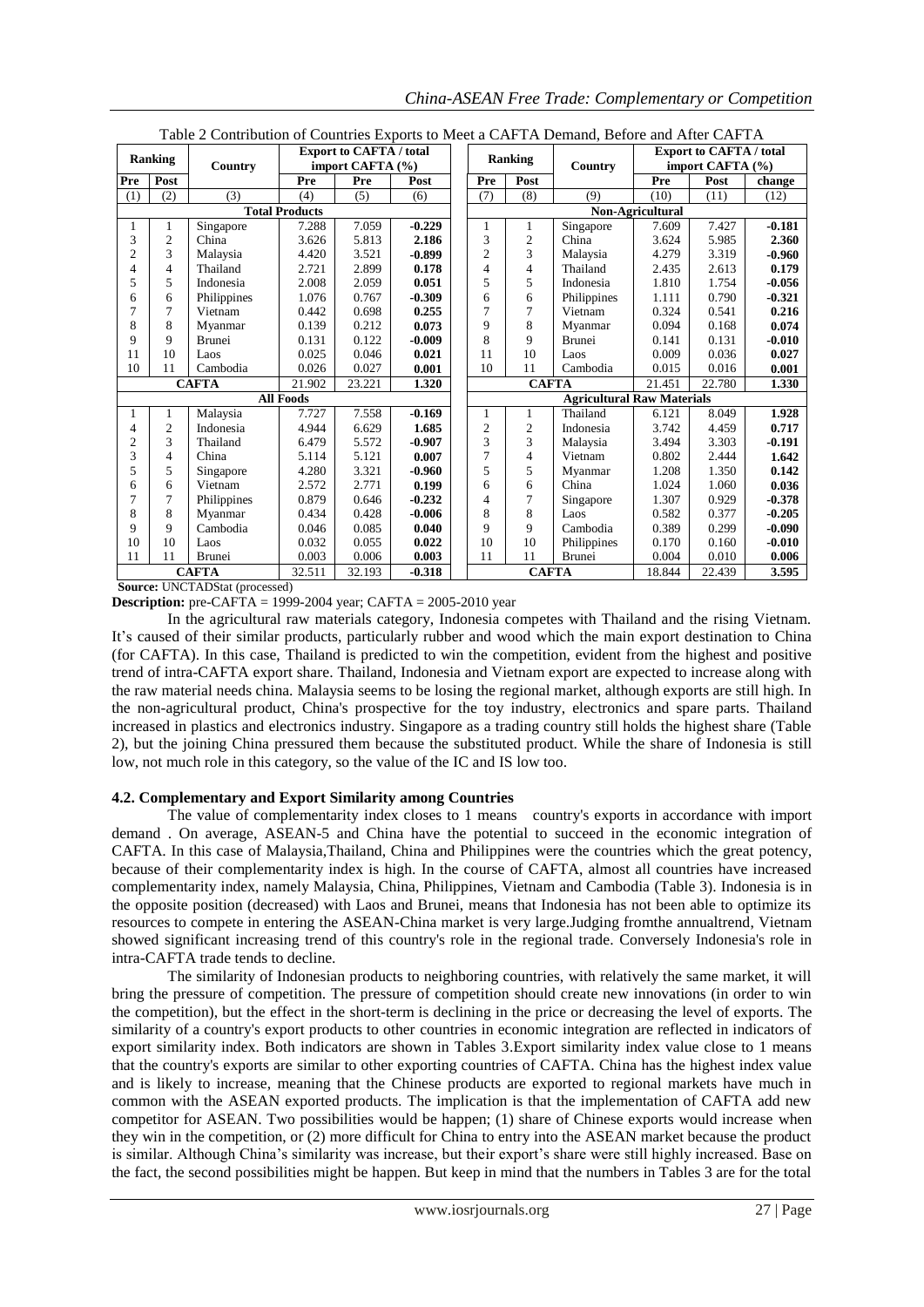Table 2 Contribution of Countries Exports to Meet a CAFTA Demand, Before and After CAFTA

| Ranking | | Country | Export to CAFTA / total import CAFTA (%) | | | Ranking | | Country | Export to CAFTA / total import CAFTA (%) | | |
|---|---|---|---|---|---|---|---|---|---|---|---|
| Pre | Post | | Pre | Pre | Post | Pre | Post | | Pre | Post | change |
| (1) | (2) | (3) | (4) | (5) | (6) | (7) | (8) | (9) | (10) | (11) | (12) |
| **Total Products** | | | | | | **Non-Agricultural** | | | | | |
| 1 | 1 | Singapore | 7.288 | 7.059 | **-0.229** | 1 | 1 | Singapore | 7.609 | 7.427 | **-0.181** |
| 3 | 2 | China | 3.626 | 5.813 | **2.186** | 3 | 2 | China | 3.624 | 5.985 | **2.360** |
| 2 | 3 | Malaysia | 4.420 | 3.521 | **-0.899** | 2 | 3 | Malaysia | 4.279 | 3.319 | **-0.960** |
| 4 | 4 | Thailand | 2.721 | 2.899 | **0.178** | 4 | 4 | Thailand | 2.435 | 2.613 | **0.179** |
| 5 | 5 | Indonesia | 2.008 | 2.059 | **0.051** | 5 | 5 | Indonesia | 1.810 | 1.754 | **-0.056** |
| 6 | 6 | Philippines | 1.076 | 0.767 | **-0.309** | 6 | 6 | Philippines | 1.111 | 0.790 | **-0.321** |
| 7 | 7 | Vietnam | 0.442 | 0.698 | **0.255** | 7 | 7 | Vietnam | 0.324 | 0.541 | **0.216** |
| 8 | 8 | Myanmar | 0.139 | 0.212 | **0.073** | 9 | 8 | Myanmar | 0.094 | 0.168 | **0.074** |
| 9 | 9 | Brunei | 0.131 | 0.122 | **-0.009** | 8 | 9 | Brunei | 0.141 | 0.131 | **-0.010** |
| 11 | 10 | Laos | 0.025 | 0.046 | **0.021** | 11 | 10 | Laos | 0.009 | 0.036 | **0.027** |
| 10 | 11 | Cambodia | 0.026 | 0.027 | **0.001** | 10 | 11 | Cambodia | 0.015 | 0.016 | **0.001** |
| **CAFTA** | | | 21.902 | 23.221 | **1.320** | **CAFTA** | | | 21.451 | 22.780 | **1.330** |
| **All Foods** | | | | | | **Agricultural Raw Materials** | | | | | |
| 1 | 1 | Malaysia | 7.727 | 7.558 | **-0.169** | 1 | 1 | Thailand | 6.121 | 8.049 | **1.928** |
| 4 | 2 | Indonesia | 4.944 | 6.629 | **1.685** | 2 | 2 | Indonesia | 3.742 | 4.459 | **0.717** |
| 2 | 3 | Thailand | 6.479 | 5.572 | **-0.907** | 3 | 3 | Malaysia | 3.494 | 3.303 | **-0.191** |
| 3 | 4 | China | 5.114 | 5.121 | **0.007** | 7 | 4 | Vietnam | 0.802 | 2.444 | **1.642** |
| 5 | 5 | Singapore | 4.280 | 3.321 | **-0.960** | 5 | 5 | Myanmar | 1.208 | 1.350 | **0.142** |
| 6 | 6 | Vietnam | 2.572 | 2.771 | **0.199** | 6 | 6 | China | 1.024 | 1.060 | **0.036** |
| 7 | 7 | Philippines | 0.879 | 0.646 | **-0.232** | 4 | 7 | Singapore | 1.307 | 0.929 | **-0.378** |
| 8 | 8 | Myanmar | 0.434 | 0.428 | **-0.006** | 8 | 8 | Laos | 0.582 | 0.377 | **-0.205** |
| 9 | 9 | Cambodia | 0.046 | 0.085 | **0.040** | 9 | 9 | Cambodia | 0.389 | 0.299 | **-0.090** |
| 10 | 10 | Laos | 0.032 | 0.055 | **0.022** | 10 | 10 | Philippines | 0.170 | 0.160 | **-0.010** |
| 11 | 11 | Brunei | 0.003 | 0.006 | **0.003** | 11 | 11 | Brunei | 0.004 | 0.010 | **0.006** |
| **CAFTA** | | | 32.511 | 32.193 | **-0.318** | **CAFTA** | | | 18.844 | 22.439 | **3.595** |

**Source:** UNCTADStat (processed)

**Description:** pre-CAFTA = 1999-2004 year; CAFTA = 2005-2010 year

In the agricultural raw materials category, Indonesia competes with Thailand and the rising Vietnam. It's caused of their similar products, particularly rubber and wood which the main export destination to China (for CAFTA). In this case, Thailand is predicted to win the competition, evident from the highest and positive trend of intra-CAFTA export share. Thailand, Indonesia and Vietnam export are expected to increase along with the raw material needs china. Malaysia seems to be losing the regional market, although exports are still high. In the non-agricultural product, China's prospective for the toy industry, electronics and spare parts. Thailand increased in plastics and electronics industry. Singapore as a trading country still holds the highest share (Table 2), but the joining China pressured them because the substituted product. While the share of Indonesia is still low, not much role in this category, so the value of the IC and IS low too.

### 4.2. Complementary and Export Similarity among Countries

The value of complementarity index closes to 1 means country's exports in accordance with import demand . On average, ASEAN-5 and China have the potential to succeed in the economic integration of CAFTA. In this case of Malaysia,Thailand, China and Philippines were the countries which the great potency, because of their complementarity index is high. In the course of CAFTA, almost all countries have increased complementarity index, namely Malaysia, China, Philippines, Vietnam and Cambodia (Table 3). Indonesia is in the opposite position (decreased) with Laos and Brunei, means that Indonesia has not been able to optimize its resources to compete in entering the ASEAN-China market is very large.Judging fromthe annualtrend, Vietnam showed significant increasing trend of this country's role in the regional trade. Conversely Indonesia's role in intra-CAFTA trade tends to decline.

The similarity of Indonesian products to neighboring countries, with relatively the same market, it will bring the pressure of competition. The pressure of competition should create new innovations (in order to win the competition), but the effect in the short-term is declining in the price or decreasing the level of exports. The similarity of a country's export products to other countries in economic integration are reflected in indicators of export similarity index. Both indicators are shown in Tables 3.Export similarity index value close to 1 means that the country's exports are similar to other exporting countries of CAFTA. China has the highest index value and is likely to increase, meaning that the Chinese products are exported to regional markets have much in common with the ASEAN exported products. The implication is that the implementation of CAFTA add new competitor for ASEAN. Two possibilities would be happen; (1) share of Chinese exports would increase when they win in the competition, or (2) more difficult for China to entry into the ASEAN market because the product is similar. Although China's similarity was increase, but their export's share were still highly increased. Base on the fact, the second possibilities might be happen. But keep in mind that the numbers in Tables 3 are for the total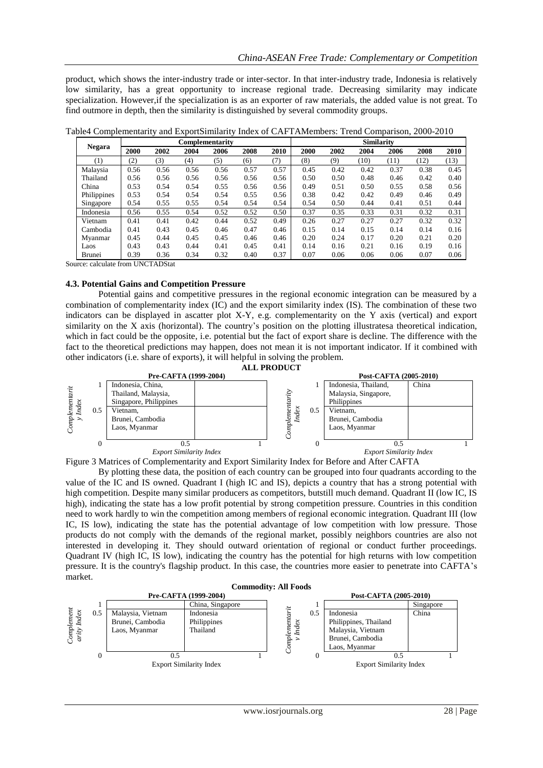product, which shows the inter-industry trade or inter-sector. In that inter-industry trade, Indonesia is relatively low similarity, has a great opportunity to increase regional trade. Decreasing similarity may indicate specialization. However,if the specialization is as an exporter of raw materials, the added value is not great. To find outmore in depth, then the similarity is distinguished by several commodity groups.

Table4 Complementarity and ExportSimilarity Index of CAFTAMembers: Trend Comparison, 2000-2010

| Negara | Complementarity | | | | | | Similarity | | | | | |
|---|---|---|---|---|---|---|---|---|---|---|---|---|
| | 2000 | 2002 | 2004 | 2006 | 2008 | 2010 | 2000 | 2002 | 2004 | 2006 | 2008 | 2010 |
| (1) | (2) | (3) | (4) | (5) | (6) | (7) | (8) | (9) | (10) | (11) | (12) | (13) |
| Malaysia | 0.56 | 0.56 | 0.56 | 0.56 | 0.57 | 0.57 | 0.45 | 0.42 | 0.42 | 0.37 | 0.38 | 0.45 |
| Thailand | 0.56 | 0.56 | 0.56 | 0.56 | 0.56 | 0.56 | 0.50 | 0.50 | 0.48 | 0.46 | 0.42 | 0.40 |
| China | 0.53 | 0.54 | 0.54 | 0.55 | 0.56 | 0.56 | 0.49 | 0.51 | 0.50 | 0.55 | 0.58 | 0.56 |
| Philippines | 0.53 | 0.54 | 0.54 | 0.54 | 0.55 | 0.56 | 0.38 | 0.42 | 0.42 | 0.49 | 0.46 | 0.49 |
| Singapore | 0.54 | 0.55 | 0.55 | 0.54 | 0.54 | 0.54 | 0.54 | 0.50 | 0.44 | 0.41 | 0.51 | 0.44 |
| Indonesia | 0.56 | 0.55 | 0.54 | 0.52 | 0.52 | 0.50 | 0.37 | 0.35 | 0.33 | 0.31 | 0.32 | 0.31 |
| Vietnam | 0.41 | 0.41 | 0.42 | 0.44 | 0.52 | 0.49 | 0.26 | 0.27 | 0.27 | 0.27 | 0.32 | 0.32 |
| Cambodia | 0.41 | 0.43 | 0.45 | 0.46 | 0.47 | 0.46 | 0.15 | 0.14 | 0.15 | 0.14 | 0.14 | 0.16 |
| Myanmar | 0.45 | 0.44 | 0.45 | 0.45 | 0.46 | 0.46 | 0.20 | 0.24 | 0.17 | 0.20 | 0.21 | 0.20 |
| Laos | 0.43 | 0.43 | 0.44 | 0.41 | 0.45 | 0.41 | 0.14 | 0.16 | 0.21 | 0.16 | 0.19 | 0.16 |
| Brunei | 0.39 | 0.36 | 0.34 | 0.32 | 0.40 | 0.37 | 0.07 | 0.06 | 0.06 | 0.06 | 0.07 | 0.06 |

Source: calculate from UNCTADStat

### 4.3. Potential Gains and Competition Pressure

Potential gains and competitive pressures in the regional economic integration can be measured by a combination of complementarity index (IC) and the export similarity index (IS). The combination of these two indicators can be displayed in ascatter plot X-Y, e.g. complementarity on the Y axis (vertical) and export similarity on the X axis (horizontal). The country's position on the plotting illustratesa theoretical indication, which in fact could be the opposite, i.e. potential but the fact of export share is decline. The difference with the fact to the theoretical predictions may happen, does not mean it is not important indicator. If it combined with other indicators (i.e. share of exports), it will helpful in solving the problem.

**ALL PRODUCT**

**Pre-CAFTA (1999-2004)** (Complementarity Index vs. Export Similarity Index)

| Complementarity Index | Export Similarity Index 0–0.5 | Export Similarity Index 0.5–1 |
|---|---|---|
| 0.5–1 | Indonesia, China, Thailand, Malaysia, Singapore, Philippines | |
| 0–0.5 | Vietnam, Brunei, Cambodia Laos, Myanmar | |

**Post-CAFTA (2005-2010)** (Complementarity Index vs. Export Similarity Index)

| Complementarity Index | Export Similarity Index 0–0.5 | Export Similarity Index 0.5–1 |
|---|---|---|
| 0.5–1 | Indonesia, Thailand, Malaysia, Singapore, Philippines | China |
| 0–0.5 | Vietnam, Brunei, Cambodia Laos, Myanmar | |

Figure 3 Matrices of Complementarity and Export Similarity Index for Before and After CAFTA

By plotting these data, the position of each country can be grouped into four quadrants according to the value of the IC and IS owned. Quadrant I (high IC and IS), depicts a country that has a strong potential with high competition. Despite many similar producers as competitors, butstill much demand. Quadrant II (low IC, IS high), indicating the state has a low profit potential by strong competition pressure. Countries in this condition need to work hardly to win the competition among members of regional economic integration. Quadrant III (low IC, IS low), indicating the state has the potential advantage of low competition with low pressure. Those products do not comply with the demands of the regional market, possibly neighbors countries are also not interested in developing it. They should outward orientation of regional or conduct further proceedings. Quadrant IV (high IC, IS low), indicating the country has the potential for high returns with low competition pressure. It is the country's flagship product. In this case, the countries more easier to penetrate into CAFTA's market.

**Commodity: All Foods**

**Pre-CAFTA (1999-2004)** (Complementarity Index vs. Export Similarity Index)

| Complementarity Index | Export Similarity Index 0–0.5 | Export Similarity Index 0.5–1 |
|---|---|---|
| 0.5–1 | | China, Singapore |
| 0–0.5 | Malaysia, Vietnam Brunei, Cambodia Laos, Myanmar | Indonesia Philippines Thailand |

**Post-CAFTA (2005-2010)** (Complementarity Index vs. Export Similarity Index)

| Complementarity Index | Export Similarity Index 0–0.5 | Export Similarity Index 0.5–1 |
|---|---|---|
| 0.5–1 | | Singapore |
| 0–0.5 | Indonesia Philippines, Thailand Malaysia, Vietnam Brunei, Cambodia Laos, Myanmar | China |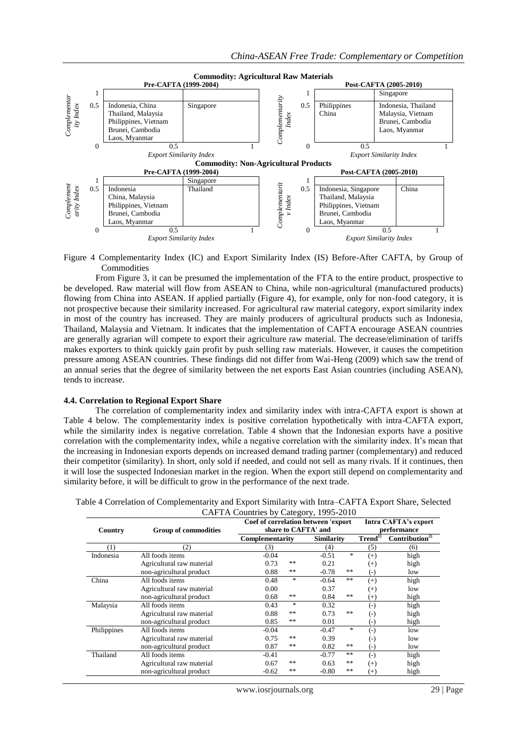**Commodity: Agricultural Raw Materials**

**Pre-CAFTA (1999-2004)**

| Complementarity Index | Export Similarity Index 0 – 0.5 | Export Similarity Index 0.5 – 1 |
|---|---|---|
| 0.5 – 1 | | |
| 0 – 0.5 | Indonesia, China, Thailand, Malaysia, Philippines, Vietnam, Brunei, Cambodia, Laos, Myanmar | Singapore |

**Post-CAFTA (2005-2010)**

| Complementarity Index | Export Similarity Index 0 – 0.5 | Export Similarity Index 0.5 – 1 |
|---|---|---|
| 0.5 – 1 | | Singapore |
| 0 – 0.5 | Philippines, China | Indonesia, Thailand, Malaysia, Vietnam, Brunei, Cambodia, Laos, Myanmar |

**Commodity: Non-Agricultural Products**

**Pre-CAFTA (1999-2004)**

| Complementarity Index | Export Similarity Index 0 – 0.5 | Export Similarity Index 0.5 – 1 |
|---|---|---|
| 0.5 – 1 | | Singapore |
| 0 – 0.5 | Indonesia, China, Malaysia, Philippines, Vietnam, Brunei, Cambodia, Laos, Myanmar | Thailand |

**Post-CAFTA (2005-2010)**

| Complementarity Index | Export Similarity Index 0 – 0.5 | Export Similarity Index 0.5 – 1 |
|---|---|---|
| 0.5 – 1 | | |
| 0 – 0.5 | Indonesia, Singapore, Thailand, Malaysia, Philippines, Vietnam, Brunei, Cambodia, Laos, Myanmar | China |

Figure 4 Complementarity Index (IC) and Export Similarity Index (IS) Before-After CAFTA, by Group of Commodities

From Figure 3, it can be presumed the implementation of the FTA to the entire product, prospective to be developed. Raw material will flow from ASEAN to China, while non-agricultural (manufactured products) flowing from China into ASEAN. If applied partially (Figure 4), for example, only for non-food category, it is not prospective because their similarity increased. For agricultural raw material category, export similarity index in most of the country has increased. They are mainly producers of agricultural products such as Indonesia, Thailand, Malaysia and Vietnam. It indicates that the implementation of CAFTA encourage ASEAN countries are generally agrarian will compete to export their agriculture raw material. The decrease/elimination of tariffs makes exporters to think quickly gain profit by push selling raw materials. However, it causes the competition pressure among ASEAN countries. These findings did not differ from Wai-Heng (2009) which saw the trend of an annual series that the degree of similarity between the net exports East Asian countries (including ASEAN), tends to increase.

### 4.4. Correlation to Regional Export Share

The correlation of complementarity index and similarity index with intra-CAFTA export is shown at Table 4 below. The complementarity index is positive correlation hypothetically with intra-CAFTA export, while the similarity index is negative correlation. Table 4 shown that the Indonesian exports have a positive correlation with the complementarity index, while a negative correlation with the similarity index. It's mean that the increasing in Indonesian exports depends on increased demand trading partner (complementary) and reduced their competitor (similarity). In short, only sold if needed, and could not sell as many rivals. If it continues, then it will lose the suspected Indonesian market in the region. When the export still depend on complementarity and similarity before, it will be difficult to grow in the performance of the next trade.

Table 4 Correlation of Complementarity and Export Similarity with Intra–CAFTA Export Share, Selected CAFTA Countries by Category, 1995-2010

| Country | Group of commodities | Coef of correlation between 'export share to CAFTA' and | | | | Intra CAFTA's export performance | |
|---|---|---|---|---|---|---|---|
| | | Complementarity | | Similarity | | Trend[1)] | Contribution[2)] |
| (1) | (2) | (3) | | (4) | | (5) | (6) |
| Indonesia | All foods items | -0.04 | | -0.51 | * | (+) | high |
| | Agricultural raw material | 0.73 | ** | 0.21 | | (+) | high |
| | non-agricultural product | 0.88 | ** | -0.78 | ** | (-) | low |
| China | All foods items | 0.48 | * | -0.64 | ** | (+) | high |
| | Agricultural raw material | 0.00 | | 0.37 | | (+) | low |
| | non-agricultural product | 0.68 | ** | 0.84 | ** | (+) | high |
| Malaysia | All foods items | 0.43 | * | 0.32 | | (-) | high |
| | Agricultural raw material | 0.88 | ** | 0.73 | ** | (-) | high |
| | non-agricultural product | 0.85 | ** | 0.01 | | (-) | high |
| Philippines | All foods items | -0.04 | | -0.47 | * | (-) | low |
| | Agricultural raw material | 0.75 | ** | 0.39 | | (-) | low |
| | non-agricultural product | 0.87 | ** | 0.82 | ** | (-) | low |
| Thailand | All foods items | -0.41 | | -0.77 | ** | (-) | high |
| | Agricultural raw material | 0.67 | ** | 0.63 | ** | (+) | high |
| | non-agricultural product | -0.62 | ** | -0.80 | ** | (+) | high |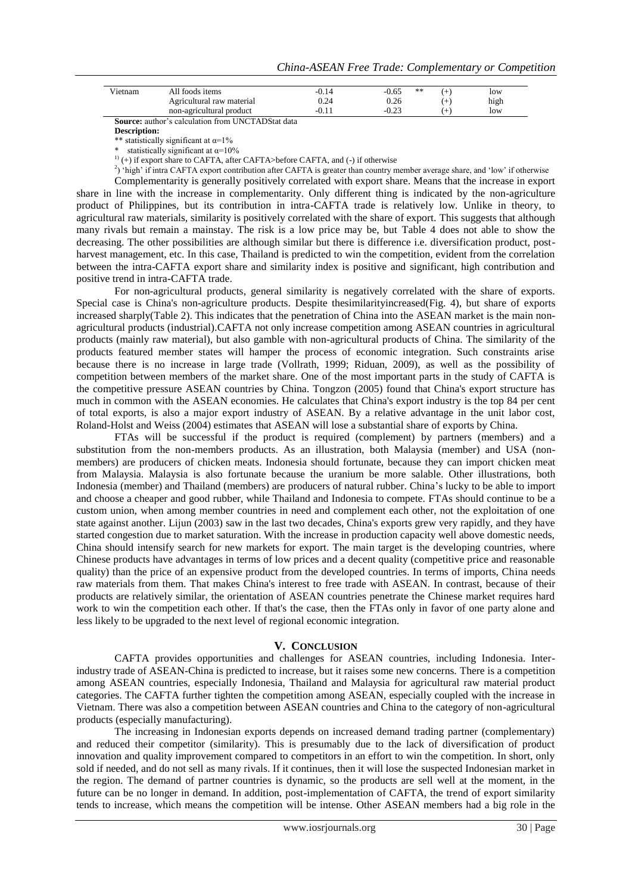| Vietnam | All foods items | -0.14 | -0.65 | ** | (+) | low |
|---|---|---|---|---|---|---|
| | Agricultural raw material | 0.24 | 0.26 | | (+) | high |
| | non-agricultural product | -0.11 | -0.23 | | (+) | low |

**Source:** author's calculation from UNCTADStat data

**Description:**

** statistically significant at α=1%

\* statistically significant at α=10%

[1]) (+) if export share to CAFTA, after CAFTA>before CAFTA, and (-) if otherwise

[2]) 'high' if intra CAFTA export contribution after CAFTA is greater than country member average share, and 'low' if otherwise

Complementarity is generally positively correlated with export share. Means that the increase in export share in line with the increase in complementarity. Only different thing is indicated by the non-agriculture product of Philippines, but its contribution in intra-CAFTA trade is relatively low. Unlike in theory, to agricultural raw materials, similarity is positively correlated with the share of export. This suggests that although many rivals but remain a mainstay. The risk is a low price may be, but Table 4 does not able to show the decreasing. The other possibilities are although similar but there is difference i.e. diversification product, post-harvest management, etc. In this case, Thailand is predicted to win the competition, evident from the correlation between the intra-CAFTA export share and similarity index is positive and significant, high contribution and positive trend in intra-CAFTA trade.

For non-agricultural products, general similarity is negatively correlated with the share of exports. Special case is China's non-agriculture products. Despite thesimilarityincreased(Fig. 4), but share of exports increased sharply(Table 2). This indicates that the penetration of China into the ASEAN market is the main non-agricultural products (industrial).CAFTA not only increase competition among ASEAN countries in agricultural products (mainly raw material), but also gamble with non-agricultural products of China. The similarity of the products featured member states will hamper the process of economic integration. Such constraints arise because there is no increase in large trade (Vollrath, 1999; Riduan, 2009), as well as the possibility of competition between members of the market share. One of the most important parts in the study of CAFTA is the competitive pressure ASEAN countries by China. Tongzon (2005) found that China's export structure has much in common with the ASEAN economies. He calculates that China's export industry is the top 84 per cent of total exports, is also a major export industry of ASEAN. By a relative advantage in the unit labor cost, Roland-Holst and Weiss (2004) estimates that ASEAN will lose a substantial share of exports by China.

FTAs will be successful if the product is required (complement) by partners (members) and a substitution from the non-members products. As an illustration, both Malaysia (member) and USA (non-members) are producers of chicken meats. Indonesia should fortunate, because they can import chicken meat from Malaysia. Malaysia is also fortunate because the uranium be more salable. Other illustrations, both Indonesia (member) and Thailand (members) are producers of natural rubber. China's lucky to be able to import and choose a cheaper and good rubber, while Thailand and Indonesia to compete. FTAs should continue to be a custom union, when among member countries in need and complement each other, not the exploitation of one state against another. Lijun (2003) saw in the last two decades, China's exports grew very rapidly, and they have started congestion due to market saturation. With the increase in production capacity well above domestic needs, China should intensify search for new markets for export. The main target is the developing countries, where Chinese products have advantages in terms of low prices and a decent quality (competitive price and reasonable quality) than the price of an expensive product from the developed countries. In terms of imports, China needs raw materials from them. That makes China's interest to free trade with ASEAN. In contrast, because of their products are relatively similar, the orientation of ASEAN countries penetrate the Chinese market requires hard work to win the competition each other. If that's the case, then the FTAs only in favor of one party alone and less likely to be upgraded to the next level of regional economic integration.

## V. CONCLUSION

CAFTA provides opportunities and challenges for ASEAN countries, including Indonesia. Inter-industry trade of ASEAN-China is predicted to increase, but it raises some new concerns. There is a competition among ASEAN countries, especially Indonesia, Thailand and Malaysia for agricultural raw material product categories. The CAFTA further tighten the competition among ASEAN, especially coupled with the increase in Vietnam. There was also a competition between ASEAN countries and China to the category of non-agricultural products (especially manufacturing).

The increasing in Indonesian exports depends on increased demand trading partner (complementary) and reduced their competitor (similarity). This is presumably due to the lack of diversification of product innovation and quality improvement compared to competitors in an effort to win the competition. In short, only sold if needed, and do not sell as many rivals. If it continues, then it will lose the suspected Indonesian market in the region. The demand of partner countries is dynamic, so the products are sell well at the moment, in the future can be no longer in demand. In addition, post-implementation of CAFTA, the trend of export similarity tends to increase, which means the competition will be intense. Other ASEAN members had a big role in the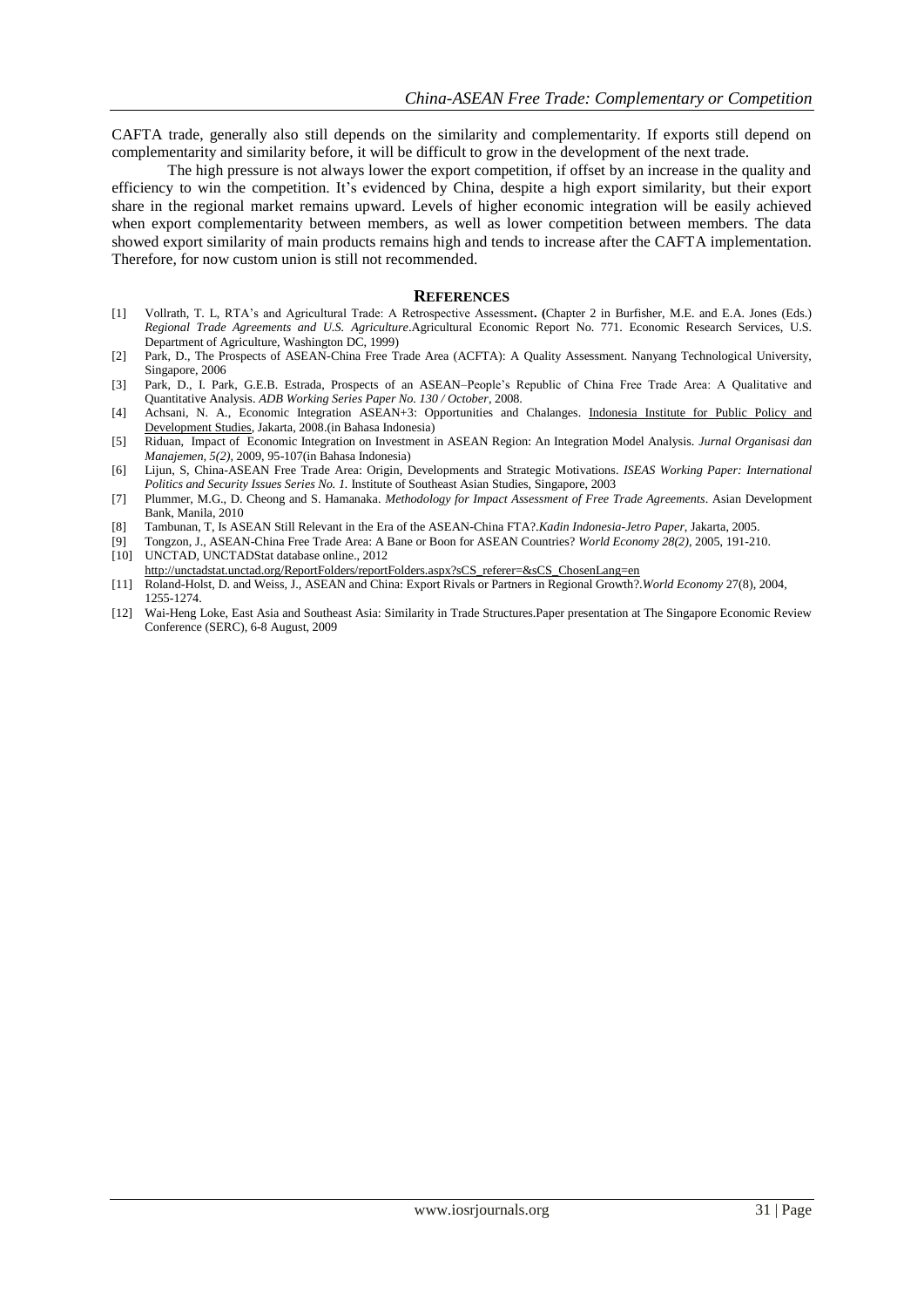CAFTA trade, generally also still depends on the similarity and complementarity. If exports still depend on complementarity and similarity before, it will be difficult to grow in the development of the next trade.

The high pressure is not always lower the export competition, if offset by an increase in the quality and efficiency to win the competition. It's evidenced by China, despite a high export similarity, but their export share in the regional market remains upward. Levels of higher economic integration will be easily achieved when export complementarity between members, as well as lower competition between members. The data showed export similarity of main products remains high and tends to increase after the CAFTA implementation. Therefore, for now custom union is still not recommended.

## REFERENCES

[1] Vollrath, T. L, RTA's and Agricultural Trade: A Retrospective Assessment**. (**Chapter 2 in Burfisher, M.E. and E.A. Jones (Eds.) *Regional Trade Agreements and U.S. Agriculture*.Agricultural Economic Report No. 771. Economic Research Services, U.S. Department of Agriculture, Washington DC, 1999)

[2] Park, D., The Prospects of ASEAN-China Free Trade Area (ACFTA): A Quality Assessment. Nanyang Technological University, Singapore, 2006

[3] Park, D., I. Park, G.E.B. Estrada, Prospects of an ASEAN–People's Republic of China Free Trade Area: A Qualitative and Quantitative Analysis. *ADB Working Series Paper No. 130 / October*, 2008.

[4] Achsani, N. A., Economic Integration ASEAN+3: Opportunities and Chalanges. Indonesia Institute for Public Policy and Development Studies, Jakarta, 2008.(in Bahasa Indonesia)

[5] Riduan, Impact of Economic Integration on Investment in ASEAN Region: An Integration Model Analysis. *Jurnal Organisasi dan Manajemen, 5(2)*, 2009, 95-107(in Bahasa Indonesia)

[6] Lijun, S, China-ASEAN Free Trade Area: Origin, Developments and Strategic Motivations. *ISEAS Working Paper: International Politics and Security Issues Series No. 1.* Institute of Southeast Asian Studies, Singapore, 2003

[7] Plummer, M.G., D. Cheong and S. Hamanaka. *Methodology for Impact Assessment of Free Trade Agreements*. Asian Development Bank, Manila, 2010

[8] Tambunan, T, Is ASEAN Still Relevant in the Era of the ASEAN-China FTA?.*Kadin Indonesia-Jetro Paper*, Jakarta, 2005.

[9] Tongzon, J., ASEAN-China Free Trade Area: A Bane or Boon for ASEAN Countries? *World Economy 28(2)*, 2005, 191-210.

[10] UNCTAD, UNCTADStat database online., 2012 http://unctadstat.unctad.org/ReportFolders/reportFolders.aspx?sCS_referer=&sCS_ChosenLang=en

[11] Roland-Holst, D. and Weiss, J., ASEAN and China: Export Rivals or Partners in Regional Growth?.*World Economy* 27(8), 2004, 1255-1274.

[12] Wai-Heng Loke, East Asia and Southeast Asia: Similarity in Trade Structures.Paper presentation at The Singapore Economic Review Conference (SERC), 6-8 August, 2009